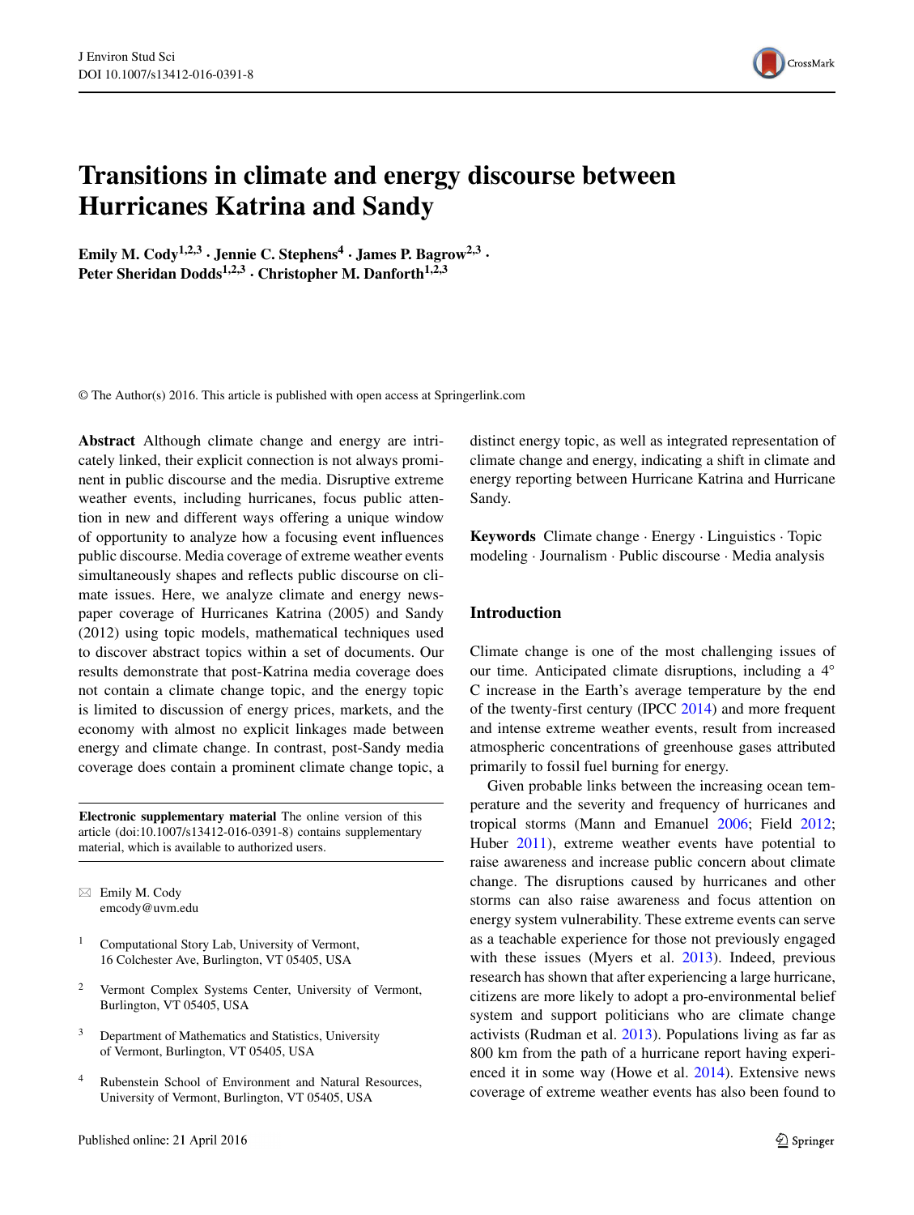# Transitions in climate and energy discourse between Hurricanes Katrina and Sandy

**Emily M. Cody[1,2,3] · Jennie C. Stephens[4] · James P. Bagrow[2,3] · Peter Sheridan Dodds[1,2,3] · Christopher M. Danforth[1,2,3]**

© The Author(s) 2016. This article is published with open access at Springerlink.com

**Abstract** Although climate change and energy are intricately linked, their explicit connection is not always prominent in public discourse and the media. Disruptive extreme weather events, including hurricanes, focus public attention in new and different ways offering a unique window of opportunity to analyze how a focusing event influences public discourse. Media coverage of extreme weather events simultaneously shapes and reflects public discourse on climate issues. Here, we analyze climate and energy newspaper coverage of Hurricanes Katrina (2005) and Sandy (2012) using topic models, mathematical techniques used to discover abstract topics within a set of documents. Our results demonstrate that post-Katrina media coverage does not contain a climate change topic, and the energy topic is limited to discussion of energy prices, markets, and the economy with almost no explicit linkages made between energy and climate change. In contrast, post-Sandy media coverage does contain a prominent climate change topic, a distinct energy topic, as well as integrated representation of climate change and energy, indicating a shift in climate and energy reporting between Hurricane Katrina and Hurricane Sandy.

**Keywords** Climate change · Energy · Linguistics · Topic modeling · Journalism · Public discourse · Media analysis

**Electronic supplementary material** The online version of this article (doi:10.1007/s13412-016-0391-8) contains supplementary material, which is available to authorized users.

✉ Emily M. Cody
emcody@uvm.edu

[1] Computational Story Lab, University of Vermont, 16 Colchester Ave, Burlington, VT 05405, USA

[2] Vermont Complex Systems Center, University of Vermont, Burlington, VT 05405, USA

[3] Department of Mathematics and Statistics, University of Vermont, Burlington, VT 05405, USA

[4] Rubenstein School of Environment and Natural Resources, University of Vermont, Burlington, VT 05405, USA

## Introduction

Climate change is one of the most challenging issues of our time. Anticipated climate disruptions, including a 4° C increase in the Earth's average temperature by the end of the twenty-first century (IPCC 2014) and more frequent and intense extreme weather events, result from increased atmospheric concentrations of greenhouse gases attributed primarily to fossil fuel burning for energy.

Given probable links between the increasing ocean temperature and the severity and frequency of hurricanes and tropical storms (Mann and Emanuel 2006; Field 2012; Huber 2011), extreme weather events have potential to raise awareness and increase public concern about climate change. The disruptions caused by hurricanes and other storms can also raise awareness and focus attention on energy system vulnerability. These extreme events can serve as a teachable experience for those not previously engaged with these issues (Myers et al. 2013). Indeed, previous research has shown that after experiencing a large hurricane, citizens are more likely to adopt a pro-environmental belief system and support politicians who are climate change activists (Rudman et al. 2013). Populations living as far as 800 km from the path of a hurricane report having experienced it in some way (Howe et al. 2014). Extensive news coverage of extreme weather events has also been found to

Published online: 21 April 2016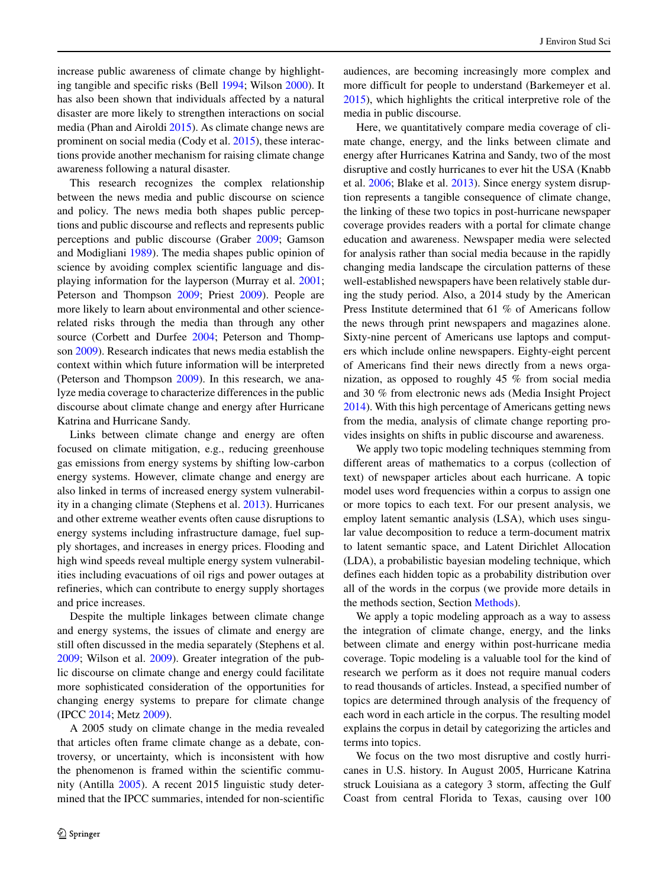increase public awareness of climate change by highlighting tangible and specific risks (Bell 1994; Wilson 2000). It has also been shown that individuals affected by a natural disaster are more likely to strengthen interactions on social media (Phan and Airoldi 2015). As climate change news are prominent on social media (Cody et al. 2015), these interactions provide another mechanism for raising climate change awareness following a natural disaster.

This research recognizes the complex relationship between the news media and public discourse on science and policy. The news media both shapes public perceptions and public discourse and reflects and represents public perceptions and public discourse (Graber 2009; Gamson and Modigliani 1989). The media shapes public opinion of science by avoiding complex scientific language and displaying information for the layperson (Murray et al. 2001; Peterson and Thompson 2009; Priest 2009). People are more likely to learn about environmental and other science-related risks through the media than through any other source (Corbett and Durfee 2004; Peterson and Thompson 2009). Research indicates that news media establish the context within which future information will be interpreted (Peterson and Thompson 2009). In this research, we analyze media coverage to characterize differences in the public discourse about climate change and energy after Hurricane Katrina and Hurricane Sandy.

Links between climate change and energy are often focused on climate mitigation, e.g., reducing greenhouse gas emissions from energy systems by shifting low-carbon energy systems. However, climate change and energy are also linked in terms of increased energy system vulnerability in a changing climate (Stephens et al. 2013). Hurricanes and other extreme weather events often cause disruptions to energy systems including infrastructure damage, fuel supply shortages, and increases in energy prices. Flooding and high wind speeds reveal multiple energy system vulnerabilities including evacuations of oil rigs and power outages at refineries, which can contribute to energy supply shortages and price increases.

Despite the multiple linkages between climate change and energy systems, the issues of climate and energy are still often discussed in the media separately (Stephens et al. 2009; Wilson et al. 2009). Greater integration of the public discourse on climate change and energy could facilitate more sophisticated consideration of the opportunities for changing energy systems to prepare for climate change (IPCC 2014; Metz 2009).

A 2005 study on climate change in the media revealed that articles often frame climate change as a debate, controversy, or uncertainty, which is inconsistent with how the phenomenon is framed within the scientific community (Antilla 2005). A recent 2015 linguistic study determined that the IPCC summaries, intended for non-scientific audiences, are becoming increasingly more complex and more difficult for people to understand (Barkemeyer et al. 2015), which highlights the critical interpretive role of the media in public discourse.

Here, we quantitatively compare media coverage of climate change, energy, and the links between climate and energy after Hurricanes Katrina and Sandy, two of the most disruptive and costly hurricanes to ever hit the USA (Knabb et al. 2006; Blake et al. 2013). Since energy system disruption represents a tangible consequence of climate change, the linking of these two topics in post-hurricane newspaper coverage provides readers with a portal for climate change education and awareness. Newspaper media were selected for analysis rather than social media because in the rapidly changing media landscape the circulation patterns of these well-established newspapers have been relatively stable during the study period. Also, a 2014 study by the American Press Institute determined that 61 % of Americans follow the news through print newspapers and magazines alone. Sixty-nine percent of Americans use laptops and computers which include online newspapers. Eighty-eight percent of Americans find their news directly from a news organization, as opposed to roughly 45 % from social media and 30 % from electronic news ads (Media Insight Project 2014). With this high percentage of Americans getting news from the media, analysis of climate change reporting provides insights on shifts in public discourse and awareness.

We apply two topic modeling techniques stemming from different areas of mathematics to a corpus (collection of text) of newspaper articles about each hurricane. A topic model uses word frequencies within a corpus to assign one or more topics to each text. For our present analysis, we employ latent semantic analysis (LSA), which uses singular value decomposition to reduce a term-document matrix to latent semantic space, and Latent Dirichlet Allocation (LDA), a probabilistic bayesian modeling technique, which defines each hidden topic as a probability distribution over all of the words in the corpus (we provide more details in the methods section, Section Methods).

We apply a topic modeling approach as a way to assess the integration of climate change, energy, and the links between climate and energy within post-hurricane media coverage. Topic modeling is a valuable tool for the kind of research we perform as it does not require manual coders to read thousands of articles. Instead, a specified number of topics are determined through analysis of the frequency of each word in each article in the corpus. The resulting model explains the corpus in detail by categorizing the articles and terms into topics.

We focus on the two most disruptive and costly hurricanes in U.S. history. In August 2005, Hurricane Katrina struck Louisiana as a category 3 storm, affecting the Gulf Coast from central Florida to Texas, causing over 100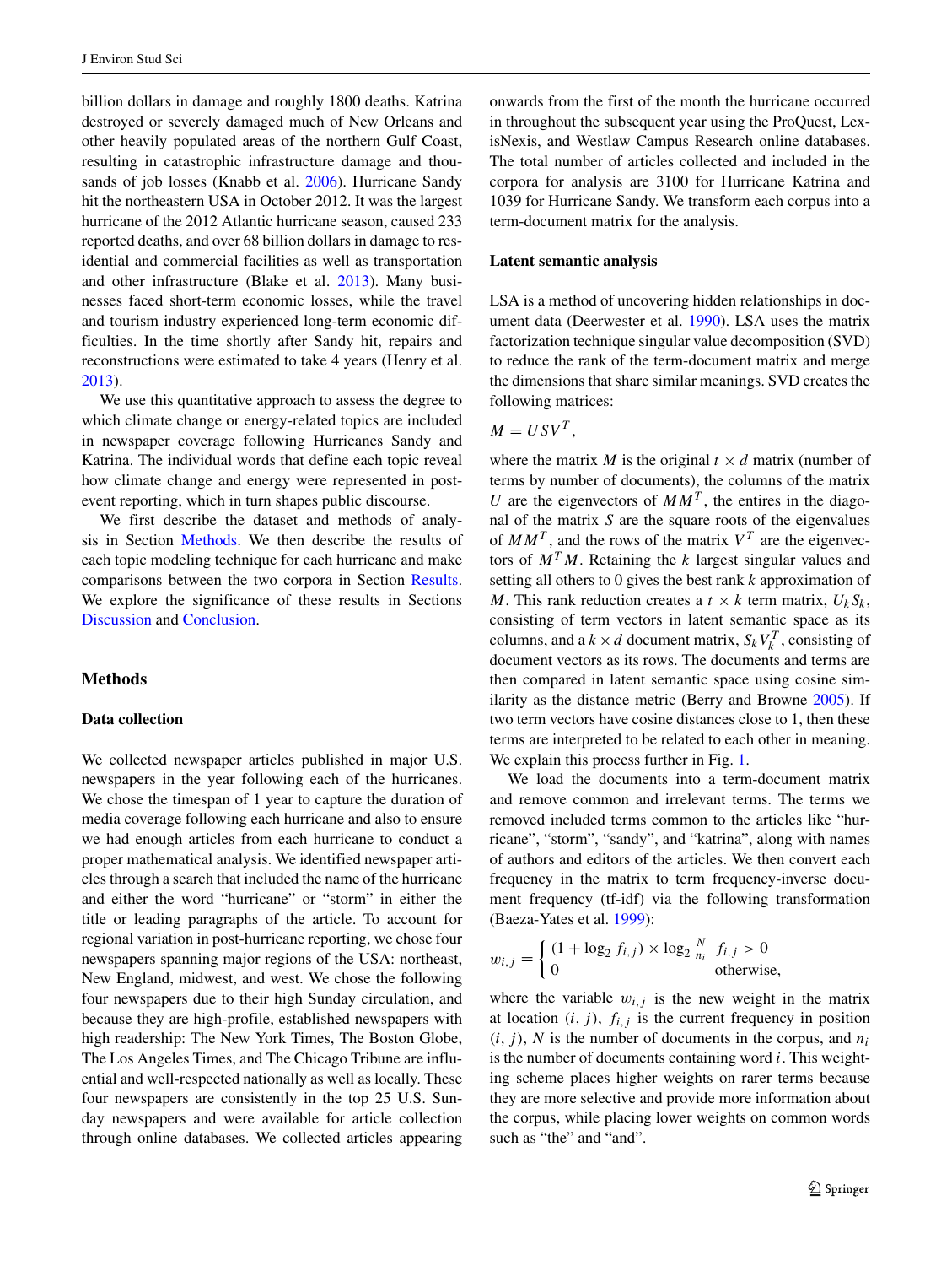billion dollars in damage and roughly 1800 deaths. Katrina destroyed or severely damaged much of New Orleans and other heavily populated areas of the northern Gulf Coast, resulting in catastrophic infrastructure damage and thousands of job losses (Knabb et al. 2006). Hurricane Sandy hit the northeastern USA in October 2012. It was the largest hurricane of the 2012 Atlantic hurricane season, caused 233 reported deaths, and over 68 billion dollars in damage to residential and commercial facilities as well as transportation and other infrastructure (Blake et al. 2013). Many businesses faced short-term economic losses, while the travel and tourism industry experienced long-term economic difficulties. In the time shortly after Sandy hit, repairs and reconstructions were estimated to take 4 years (Henry et al. 2013).

We use this quantitative approach to assess the degree to which climate change or energy-related topics are included in newspaper coverage following Hurricanes Sandy and Katrina. The individual words that define each topic reveal how climate change and energy were represented in post-event reporting, which in turn shapes public discourse.

We first describe the dataset and methods of analysis in Section Methods. We then describe the results of each topic modeling technique for each hurricane and make comparisons between the two corpora in Section Results. We explore the significance of these results in Sections Discussion and Conclusion.

## Methods

### Data collection

We collected newspaper articles published in major U.S. newspapers in the year following each of the hurricanes. We chose the timespan of 1 year to capture the duration of media coverage following each hurricane and also to ensure we had enough articles from each hurricane to conduct a proper mathematical analysis. We identified newspaper articles through a search that included the name of the hurricane and either the word "hurricane" or "storm" in either the title or leading paragraphs of the article. To account for regional variation in post-hurricane reporting, we chose four newspapers spanning major regions of the USA: northeast, New England, midwest, and west. We chose the following four newspapers due to their high Sunday circulation, and because they are high-profile, established newspapers with high readership: The New York Times, The Boston Globe, The Los Angeles Times, and The Chicago Tribune are influential and well-respected nationally as well as locally. These four newspapers are consistently in the top 25 U.S. Sunday newspapers and were available for article collection through online databases. We collected articles appearing onwards from the first of the month the hurricane occurred in throughout the subsequent year using the ProQuest, LexisNexis, and Westlaw Campus Research online databases. The total number of articles collected and included in the corpora for analysis are 3100 for Hurricane Katrina and 1039 for Hurricane Sandy. We transform each corpus into a term-document matrix for the analysis.

### Latent semantic analysis

LSA is a method of uncovering hidden relationships in document data (Deerwester et al. 1990). LSA uses the matrix factorization technique singular value decomposition (SVD) to reduce the rank of the term-document matrix and merge the dimensions that share similar meanings. SVD creates the following matrices:

$$M = USV^T,$$

where the matrix $M$ is the original $t \times d$ matrix (number of terms by number of documents), the columns of the matrix $U$ are the eigenvectors of $MM^T$, the entires in the diagonal of the matrix $S$ are the square roots of the eigenvalues of $MM^T$, and the rows of the matrix $V^T$ are the eigenvectors of $M^T M$. Retaining the $k$ largest singular values and setting all others to 0 gives the best rank $k$ approximation of $M$. This rank reduction creates a $t \times k$ term matrix, $U_k S_k$, consisting of term vectors in latent semantic space as its columns, and a $k \times d$ document matrix, $S_k V_k^T$, consisting of document vectors as its rows. The documents and terms are then compared in latent semantic space using cosine similarity as the distance metric (Berry and Browne 2005). If two term vectors have cosine distances close to 1, then these terms are interpreted to be related to each other in meaning. We explain this process further in Fig. 1.

We load the documents into a term-document matrix and remove common and irrelevant terms. The terms we removed included terms common to the articles like "hurricane", "storm", "sandy", and "katrina", along with names of authors and editors of the articles. We then convert each frequency in the matrix to term frequency-inverse document frequency (tf-idf) via the following transformation (Baeza-Yates et al. 1999):

$$w_{i,j} = \begin{cases} (1 + \log_2 f_{i,j}) \times \log_2 \frac{N}{n_i} & f_{i,j} > 0 \\ 0 & \text{otherwise,} \end{cases}$$

where the variable $w_{i,j}$ is the new weight in the matrix at location $(i, j)$, $f_{i,j}$ is the current frequency in position $(i, j)$, $N$ is the number of documents in the corpus, and $n_i$ is the number of documents containing word $i$. This weighting scheme places higher weights on rarer terms because they are more selective and provide more information about the corpus, while placing lower weights on common words such as "the" and "and".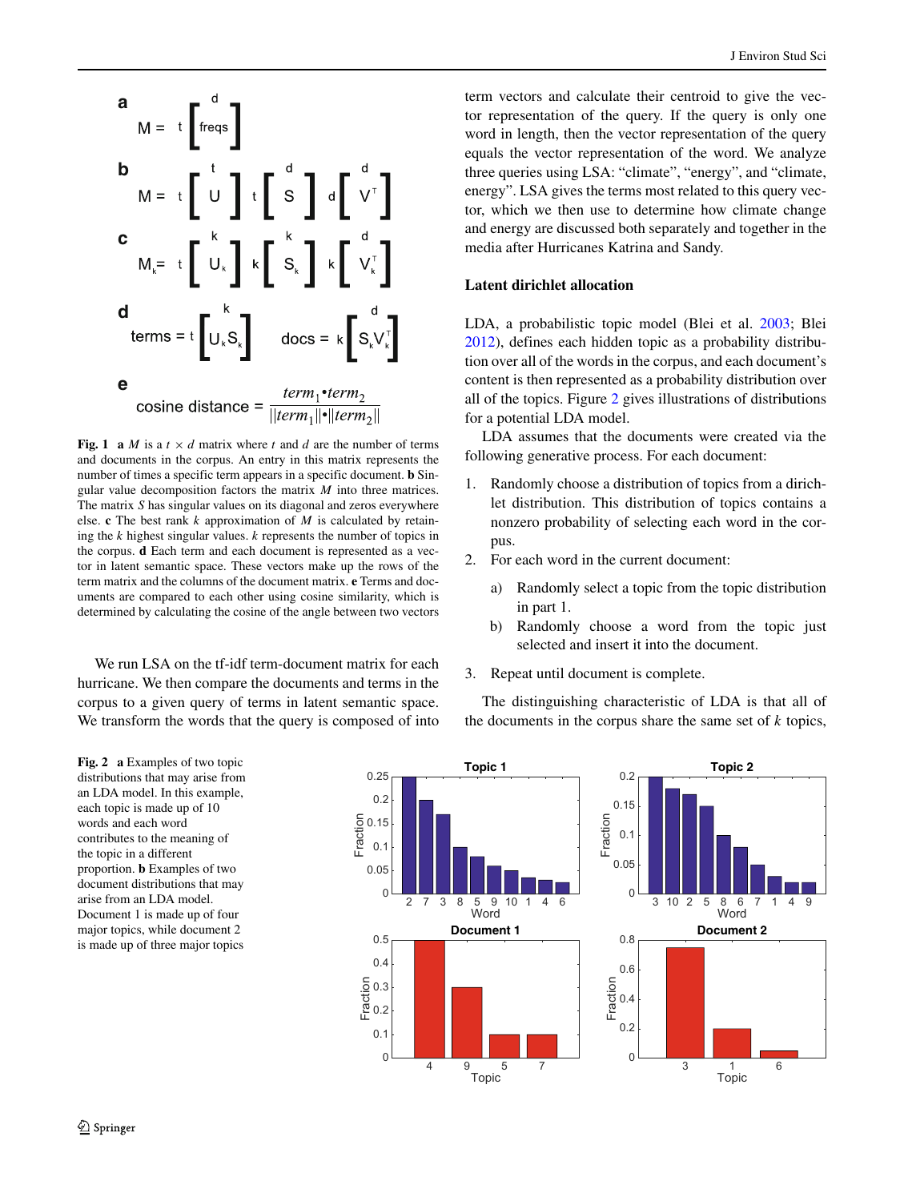**Fig. 1** **a** $M$ is a $t \times d$ matrix where $t$ and $d$ are the number of terms and documents in the corpus. An entry in this matrix represents the number of times a specific term appears in a specific document. **b** Singular value decomposition factors the matrix $M$ into three matrices. The matrix $S$ has singular values on its diagonal and zeros everywhere else. **c** The best rank $k$ approximation of $M$ is calculated by retaining the $k$ highest singular values. $k$ represents the number of topics in the corpus. **d** Each term and each document is represented as a vector in latent semantic space. These vectors make up the rows of the term matrix and the columns of the document matrix. **e** Terms and documents are compared to each other using cosine similarity, which is determined by calculating the cosine of the angle between two vectors

We run LSA on the tf-idf term-document matrix for each hurricane. We then compare the documents and terms in the corpus to a given query of terms in latent semantic space. We transform the words that the query is composed of into term vectors and calculate their centroid to give the vector representation of the query. If the query is only one word in length, then the vector representation of the query equals the vector representation of the word. We analyze three queries using LSA: "climate", "energy", and "climate, energy". LSA gives the terms most related to this query vector, which we then use to determine how climate change and energy are discussed both separately and together in the media after Hurricanes Katrina and Sandy.

### Latent dirichlet allocation

LDA, a probabilistic topic model (Blei et al. 2003; Blei 2012), defines each hidden topic as a probability distribution over all of the words in the corpus, and each document's content is then represented as a probability distribution over all of the topics. Figure 2 gives illustrations of distributions for a potential LDA model.

LDA assumes that the documents were created via the following generative process. For each document:

1. Randomly choose a distribution of topics from a dirichlet distribution. This distribution of topics contains a nonzero probability of selecting each word in the corpus.
2. For each word in the current document:
   a) Randomly select a topic from the topic distribution in part 1.
   b) Randomly choose a word from the topic just selected and insert it into the document.
3. Repeat until document is complete.

The distinguishing characteristic of LDA is that all of the documents in the corpus share the same set of $k$ topics,

**Fig. 2** **a** Examples of two topic distributions that may arise from an LDA model. In this example, each topic is made up of 10 words and each word contributes to the meaning of the topic in a different proportion. **b** Examples of two document distributions that may arise from an LDA model. Document 1 is made up of four major topics, while document 2 is made up of three major topics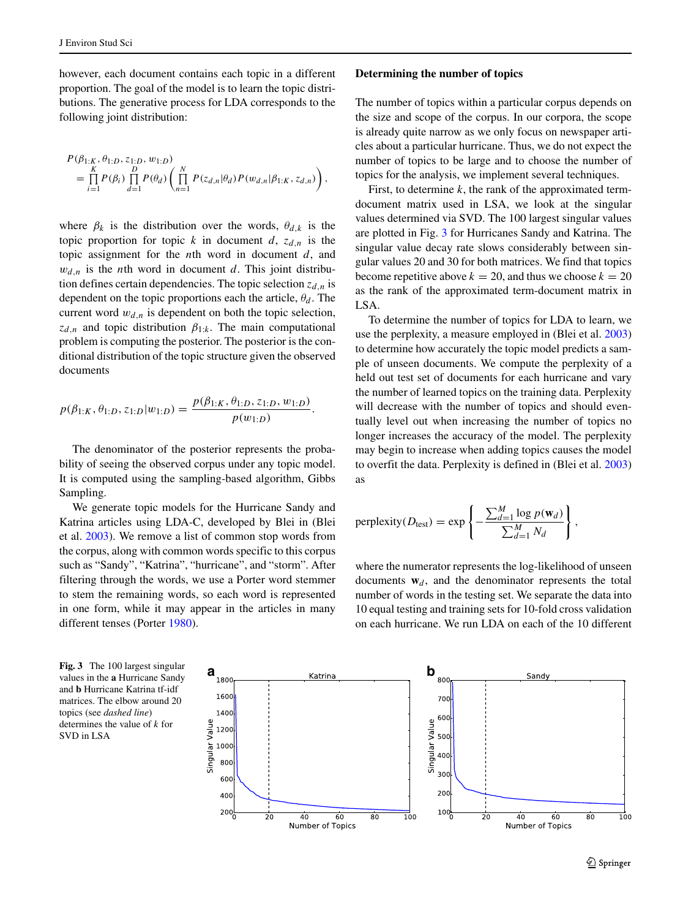however, each document contains each topic in a different proportion. The goal of the model is to learn the topic distributions. The generative process for LDA corresponds to the following joint distribution:

$$
\begin{aligned}
& P(\beta_{1:K}, \theta_{1:D}, z_{1:D}, w_{1:D}) \\
& = \prod_{i=1}^{K} P(\beta_i) \prod_{d=1}^{D} P(\theta_d) \left( \prod_{n=1}^{N} P(z_{d,n}|\theta_d) P(w_{d,n}|\beta_{1:K}, z_{d,n}) \right),
\end{aligned}
$$

where $\beta_k$ is the distribution over the words, $\theta_{d,k}$ is the topic proportion for topic $k$ in document $d$, $z_{d,n}$ is the topic assignment for the $n$th word in document $d$, and $w_{d,n}$ is the $n$th word in document $d$. This joint distribution defines certain dependencies. The topic selection $z_{d,n}$ is dependent on the topic proportions each the article, $\theta_d$. The current word $w_{d,n}$ is dependent on both the topic selection, $z_{d,n}$ and topic distribution $\beta_{1:k}$. The main computational problem is computing the posterior. The posterior is the conditional distribution of the topic structure given the observed documents

$$
p(\beta_{1:K}, \theta_{1:D}, z_{1:D}|w_{1:D}) = \frac{p(\beta_{1:K}, \theta_{1:D}, z_{1:D}, w_{1:D})}{p(w_{1:D})}.
$$

The denominator of the posterior represents the probability of seeing the observed corpus under any topic model. It is computed using the sampling-based algorithm, Gibbs Sampling.

We generate topic models for the Hurricane Sandy and Katrina articles using LDA-C, developed by Blei in (Blei et al. 2003). We remove a list of common stop words from the corpus, along with common words specific to this corpus such as "Sandy", "Katrina", "hurricane", and "storm". After filtering through the words, we use a Porter word stemmer to stem the remaining words, so each word is represented in one form, while it may appear in the articles in many different tenses (Porter 1980).

### Determining the number of topics

The number of topics within a particular corpus depends on the size and scope of the corpus. In our corpora, the scope is already quite narrow as we only focus on newspaper articles about a particular hurricane. Thus, we do not expect the number of topics to be large and to choose the number of topics for the analysis, we implement several techniques.

First, to determine $k$, the rank of the approximated term-document matrix used in LSA, we look at the singular values determined via SVD. The 100 largest singular values are plotted in Fig. 3 for Hurricanes Sandy and Katrina. The singular value decay rate slows considerably between singular values 20 and 30 for both matrices. We find that topics become repetitive above $k = 20$, and thus we choose $k = 20$ as the rank of the approximated term-document matrix in LSA.

To determine the number of topics for LDA to learn, we use the perplexity, a measure employed in (Blei et al. 2003) to determine how accurately the topic model predicts a sample of unseen documents. We compute the perplexity of a held out test set of documents for each hurricane and vary the number of learned topics on the training data. Perplexity will decrease with the number of topics and should eventually level out when increasing the number of topics no longer increases the accuracy of the model. The perplexity may begin to increase when adding topics causes the model to overfit the data. Perplexity is defined in (Blei et al. 2003) as

$$
\text{perplexity}(D_{\text{test}}) = \exp\left\{ -\frac{\sum_{d=1}^{M} \log p(\mathbf{w}_d)}{\sum_{d=1}^{M} N_d} \right\},
$$

where the numerator represents the log-likelihood of unseen documents $\mathbf{w}_d$, and the denominator represents the total number of words in the testing set. We separate the data into 10 equal testing and training sets for 10-fold cross validation on each hurricane. We run LDA on each of the 10 different

**Fig. 3** The 100 largest singular values in the **a** Hurricane Sandy and **b** Hurricane Katrina tf-idf matrices. The elbow around 20 topics (see *dashed line*) determines the value of $k$ for SVD in LSA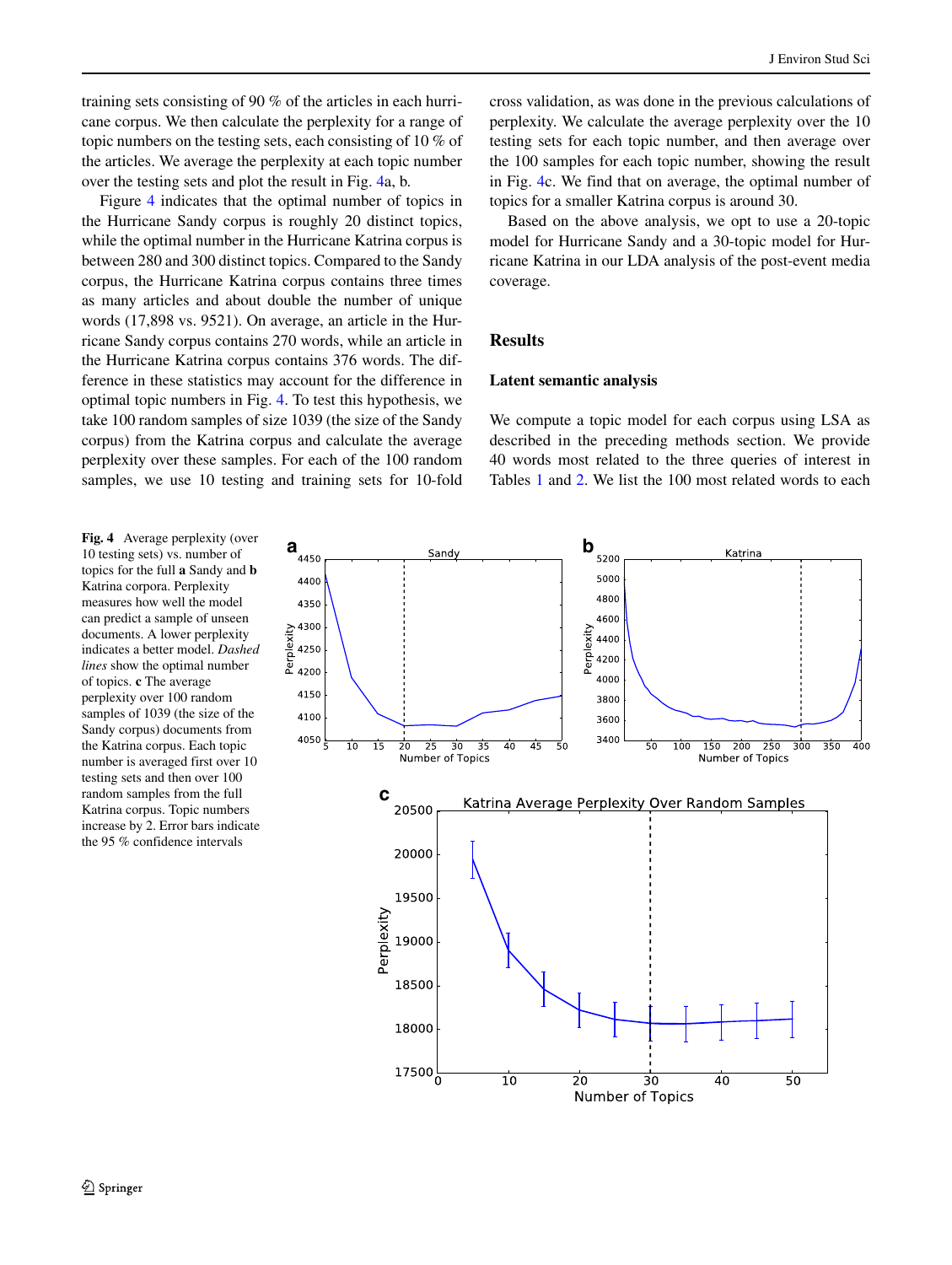training sets consisting of 90 % of the articles in each hurricane corpus. We then calculate the perplexity for a range of topic numbers on the testing sets, each consisting of 10 % of the articles. We average the perplexity at each topic number over the testing sets and plot the result in Fig. 4a, b.

Figure 4 indicates that the optimal number of topics in the Hurricane Sandy corpus is roughly 20 distinct topics, while the optimal number in the Hurricane Katrina corpus is between 280 and 300 distinct topics. Compared to the Sandy corpus, the Hurricane Katrina corpus contains three times as many articles and about double the number of unique words (17,898 vs. 9521). On average, an article in the Hurricane Sandy corpus contains 270 words, while an article in the Hurricane Katrina corpus contains 376 words. The difference in these statistics may account for the difference in optimal topic numbers in Fig. 4. To test this hypothesis, we take 100 random samples of size 1039 (the size of the Sandy corpus) from the Katrina corpus and calculate the average perplexity over these samples. For each of the 100 random samples, we use 10 testing and training sets for 10-fold cross validation, as was done in the previous calculations of perplexity. We calculate the average perplexity over the 10 testing sets for each topic number, and then average over the 100 samples for each topic number, showing the result in Fig. 4c. We find that on average, the optimal number of topics for a smaller Katrina corpus is around 30.

Based on the above analysis, we opt to use a 20-topic model for Hurricane Sandy and a 30-topic model for Hurricane Katrina in our LDA analysis of the post-event media coverage.

## Results

### Latent semantic analysis

We compute a topic model for each corpus using LSA as described in the preceding methods section. We provide 40 words most related to the three queries of interest in Tables 1 and 2. We list the 100 most related words to each

**Fig. 4** Average perplexity (over 10 testing sets) vs. number of topics for the full **a** Sandy and **b** Katrina corpora. Perplexity measures how well the model can predict a sample of unseen documents. A lower perplexity indicates a better model. *Dashed lines* show the optimal number of topics. **c** The average perplexity over 100 random samples of 1039 (the size of the Sandy corpus) documents from the Katrina corpus. Each topic number is averaged first over 10 testing sets and then over 100 random samples from the full Katrina corpus. Topic numbers increase by 2. Error bars indicate the 95 % confidence intervals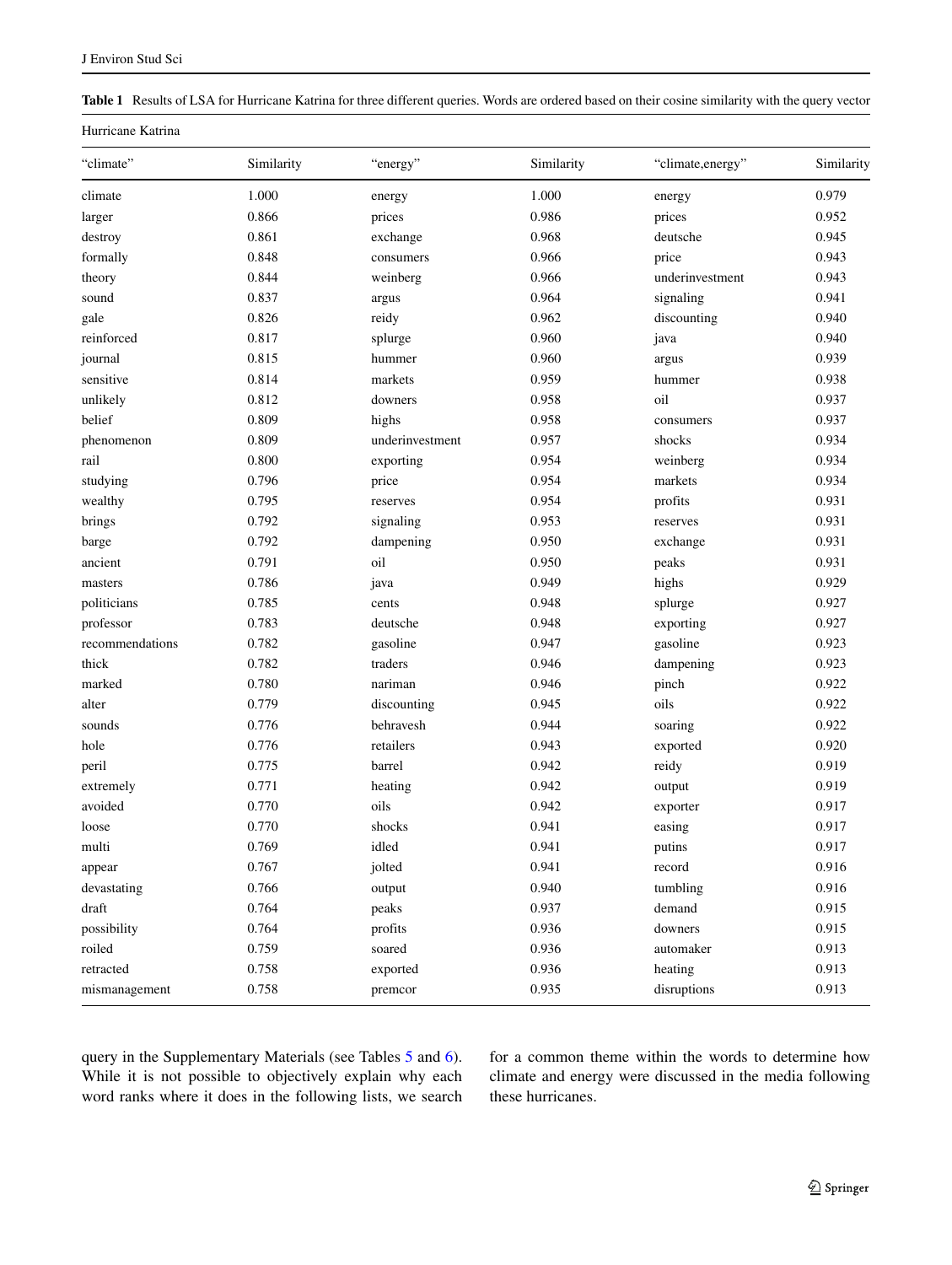**Table 1** Results of LSA for Hurricane Katrina for three different queries. Words are ordered based on their cosine similarity with the query vector

Hurricane Katrina

| "climate" | Similarity | "energy" | Similarity | "climate,energy" | Similarity |
|---|---|---|---|---|---|
| climate | 1.000 | energy | 1.000 | energy | 0.979 |
| larger | 0.866 | prices | 0.986 | prices | 0.952 |
| destroy | 0.861 | exchange | 0.968 | deutsche | 0.945 |
| formally | 0.848 | consumers | 0.966 | price | 0.943 |
| theory | 0.844 | weinberg | 0.966 | underinvestment | 0.943 |
| sound | 0.837 | argus | 0.964 | signaling | 0.941 |
| gale | 0.826 | reidy | 0.962 | discounting | 0.940 |
| reinforced | 0.817 | splurge | 0.960 | java | 0.940 |
| journal | 0.815 | hummer | 0.960 | argus | 0.939 |
| sensitive | 0.814 | markets | 0.959 | hummer | 0.938 |
| unlikely | 0.812 | downers | 0.958 | oil | 0.937 |
| belief | 0.809 | highs | 0.958 | consumers | 0.937 |
| phenomenon | 0.809 | underinvestment | 0.957 | shocks | 0.934 |
| rail | 0.800 | exporting | 0.954 | weinberg | 0.934 |
| studying | 0.796 | price | 0.954 | markets | 0.934 |
| wealthy | 0.795 | reserves | 0.954 | profits | 0.931 |
| brings | 0.792 | signaling | 0.953 | reserves | 0.931 |
| barge | 0.792 | dampening | 0.950 | exchange | 0.931 |
| ancient | 0.791 | oil | 0.950 | peaks | 0.931 |
| masters | 0.786 | java | 0.949 | highs | 0.929 |
| politicians | 0.785 | cents | 0.948 | splurge | 0.927 |
| professor | 0.783 | deutsche | 0.948 | exporting | 0.927 |
| recommendations | 0.782 | gasoline | 0.947 | gasoline | 0.923 |
| thick | 0.782 | traders | 0.946 | dampening | 0.923 |
| marked | 0.780 | nariman | 0.946 | pinch | 0.922 |
| alter | 0.779 | discounting | 0.945 | oils | 0.922 |
| sounds | 0.776 | behravesh | 0.944 | soaring | 0.922 |
| hole | 0.776 | retailers | 0.943 | exported | 0.920 |
| peril | 0.775 | barrel | 0.942 | reidy | 0.919 |
| extremely | 0.771 | heating | 0.942 | output | 0.919 |
| avoided | 0.770 | oils | 0.942 | exporter | 0.917 |
| loose | 0.770 | shocks | 0.941 | easing | 0.917 |
| multi | 0.769 | idled | 0.941 | putins | 0.917 |
| appear | 0.767 | jolted | 0.941 | record | 0.916 |
| devastating | 0.766 | output | 0.940 | tumbling | 0.916 |
| draft | 0.764 | peaks | 0.937 | demand | 0.915 |
| possibility | 0.764 | profits | 0.936 | downers | 0.915 |
| roiled | 0.759 | soared | 0.936 | automaker | 0.913 |
| retracted | 0.758 | exported | 0.936 | heating | 0.913 |
| mismanagement | 0.758 | premcor | 0.935 | disruptions | 0.913 |

query in the Supplementary Materials (see Tables 5 and 6). While it is not possible to objectively explain why each word ranks where it does in the following lists, we search for a common theme within the words to determine how climate and energy were discussed in the media following these hurricanes.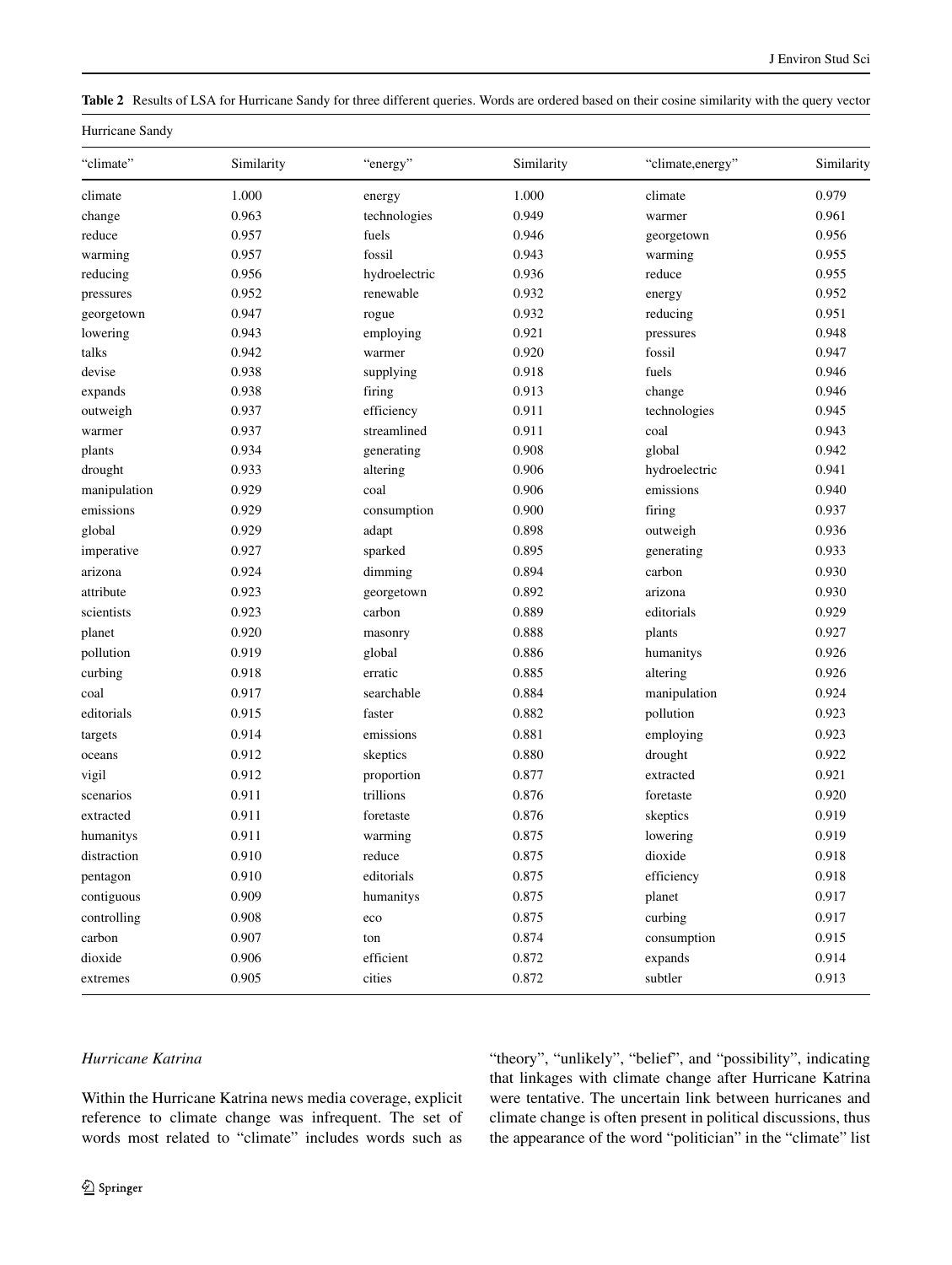**Table 2** Results of LSA for Hurricane Sandy for three different queries. Words are ordered based on their cosine similarity with the query vector

| Hurricane Sandy | | | | | |
|---|---|---|---|---|---|
| "climate" | Similarity | "energy" | Similarity | "climate,energy" | Similarity |
| climate | 1.000 | energy | 1.000 | climate | 0.979 |
| change | 0.963 | technologies | 0.949 | warmer | 0.961 |
| reduce | 0.957 | fuels | 0.946 | georgetown | 0.956 |
| warming | 0.957 | fossil | 0.943 | warming | 0.955 |
| reducing | 0.956 | hydroelectric | 0.936 | reduce | 0.955 |
| pressures | 0.952 | renewable | 0.932 | energy | 0.952 |
| georgetown | 0.947 | rogue | 0.932 | reducing | 0.951 |
| lowering | 0.943 | employing | 0.921 | pressures | 0.948 |
| talks | 0.942 | warmer | 0.920 | fossil | 0.947 |
| devise | 0.938 | supplying | 0.918 | fuels | 0.946 |
| expands | 0.938 | firing | 0.913 | change | 0.946 |
| outweigh | 0.937 | efficiency | 0.911 | technologies | 0.945 |
| warmer | 0.937 | streamlined | 0.911 | coal | 0.943 |
| plants | 0.934 | generating | 0.908 | global | 0.942 |
| drought | 0.933 | altering | 0.906 | hydroelectric | 0.941 |
| manipulation | 0.929 | coal | 0.906 | emissions | 0.940 |
| emissions | 0.929 | consumption | 0.900 | firing | 0.937 |
| global | 0.929 | adapt | 0.898 | outweigh | 0.936 |
| imperative | 0.927 | sparked | 0.895 | generating | 0.933 |
| arizona | 0.924 | dimming | 0.894 | carbon | 0.930 |
| attribute | 0.923 | georgetown | 0.892 | arizona | 0.930 |
| scientists | 0.923 | carbon | 0.889 | editorials | 0.929 |
| planet | 0.920 | masonry | 0.888 | plants | 0.927 |
| pollution | 0.919 | global | 0.886 | humanitys | 0.926 |
| curbing | 0.918 | erratic | 0.885 | altering | 0.926 |
| coal | 0.917 | searchable | 0.884 | manipulation | 0.924 |
| editorials | 0.915 | faster | 0.882 | pollution | 0.923 |
| targets | 0.914 | emissions | 0.881 | employing | 0.923 |
| oceans | 0.912 | skeptics | 0.880 | drought | 0.922 |
| vigil | 0.912 | proportion | 0.877 | extracted | 0.921 |
| scenarios | 0.911 | trillions | 0.876 | foretaste | 0.920 |
| extracted | 0.911 | foretaste | 0.876 | skeptics | 0.919 |
| humanitys | 0.911 | warming | 0.875 | lowering | 0.919 |
| distraction | 0.910 | reduce | 0.875 | dioxide | 0.918 |
| pentagon | 0.910 | editorials | 0.875 | efficiency | 0.918 |
| contiguous | 0.909 | humanitys | 0.875 | planet | 0.917 |
| controlling | 0.908 | eco | 0.875 | curbing | 0.917 |
| carbon | 0.907 | ton | 0.874 | consumption | 0.915 |
| dioxide | 0.906 | efficient | 0.872 | expands | 0.914 |
| extremes | 0.905 | cities | 0.872 | subtler | 0.913 |

*Hurricane Katrina*

Within the Hurricane Katrina news media coverage, explicit reference to climate change was infrequent. The set of words most related to "climate" includes words such as "theory", "unlikely", "belief", and "possibility", indicating that linkages with climate change after Hurricane Katrina were tentative. The uncertain link between hurricanes and climate change is often present in political discussions, thus the appearance of the word "politician" in the "climate" list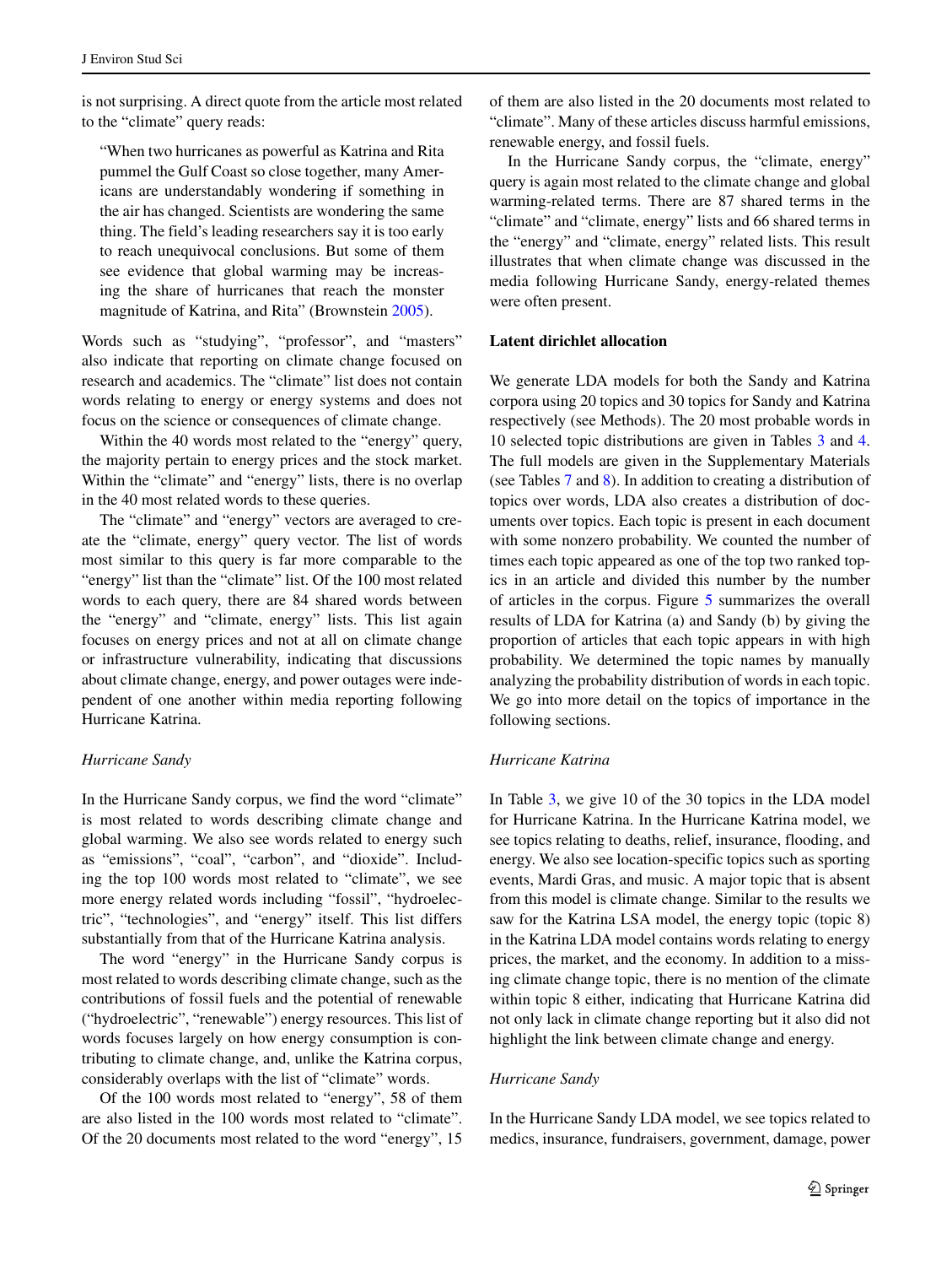is not surprising. A direct quote from the article most related to the "climate" query reads:

> "When two hurricanes as powerful as Katrina and Rita pummel the Gulf Coast so close together, many Americans are understandably wondering if something in the air has changed. Scientists are wondering the same thing. The field's leading researchers say it is too early to reach unequivocal conclusions. But some of them see evidence that global warming may be increasing the share of hurricanes that reach the monster magnitude of Katrina, and Rita" (Brownstein 2005).

Words such as "studying", "professor", and "masters" also indicate that reporting on climate change focused on research and academics. The "climate" list does not contain words relating to energy or energy systems and does not focus on the science or consequences of climate change.

Within the 40 words most related to the "energy" query, the majority pertain to energy prices and the stock market. Within the "climate" and "energy" lists, there is no overlap in the 40 most related words to these queries.

The "climate" and "energy" vectors are averaged to create the "climate, energy" query vector. The list of words most similar to this query is far more comparable to the "energy" list than the "climate" list. Of the 100 most related words to each query, there are 84 shared words between the "energy" and "climate, energy" lists. This list again focuses on energy prices and not at all on climate change or infrastructure vulnerability, indicating that discussions about climate change, energy, and power outages were independent of one another within media reporting following Hurricane Katrina.

*Hurricane Sandy*

In the Hurricane Sandy corpus, we find the word "climate" is most related to words describing climate change and global warming. We also see words related to energy such as "emissions", "coal", "carbon", and "dioxide". Including the top 100 words most related to "climate", we see more energy related words including "fossil", "hydroelectric", "technologies", and "energy" itself. This list differs substantially from that of the Hurricane Katrina analysis.

The word "energy" in the Hurricane Sandy corpus is most related to words describing climate change, such as the contributions of fossil fuels and the potential of renewable ("hydroelectric", "renewable") energy resources. This list of words focuses largely on how energy consumption is contributing to climate change, and, unlike the Katrina corpus, considerably overlaps with the list of "climate" words.

Of the 100 words most related to "energy", 58 of them are also listed in the 100 words most related to "climate". Of the 20 documents most related to the word "energy", 15 of them are also listed in the 20 documents most related to "climate". Many of these articles discuss harmful emissions, renewable energy, and fossil fuels.

In the Hurricane Sandy corpus, the "climate, energy" query is again most related to the climate change and global warming-related terms. There are 87 shared terms in the "climate" and "climate, energy" lists and 66 shared terms in the "energy" and "climate, energy" related lists. This result illustrates that when climate change was discussed in the media following Hurricane Sandy, energy-related themes were often present.

**Latent dirichlet allocation**

We generate LDA models for both the Sandy and Katrina corpora using 20 topics and 30 topics for Sandy and Katrina respectively (see Methods). The 20 most probable words in 10 selected topic distributions are given in Tables 3 and 4. The full models are given in the Supplementary Materials (see Tables 7 and 8). In addition to creating a distribution of topics over words, LDA also creates a distribution of documents over topics. Each topic is present in each document with some nonzero probability. We counted the number of times each topic appeared as one of the top two ranked topics in an article and divided this number by the number of articles in the corpus. Figure 5 summarizes the overall results of LDA for Katrina (a) and Sandy (b) by giving the proportion of articles that each topic appears in with high probability. We determined the topic names by manually analyzing the probability distribution of words in each topic. We go into more detail on the topics of importance in the following sections.

*Hurricane Katrina*

In Table 3, we give 10 of the 30 topics in the LDA model for Hurricane Katrina. In the Hurricane Katrina model, we see topics relating to deaths, relief, insurance, flooding, and energy. We also see location-specific topics such as sporting events, Mardi Gras, and music. A major topic that is absent from this model is climate change. Similar to the results we saw for the Katrina LSA model, the energy topic (topic 8) in the Katrina LDA model contains words relating to energy prices, the market, and the economy. In addition to a missing climate change topic, there is no mention of the climate within topic 8 either, indicating that Hurricane Katrina did not only lack in climate change reporting but it also did not highlight the link between climate change and energy.

*Hurricane Sandy*

In the Hurricane Sandy LDA model, we see topics related to medics, insurance, fundraisers, government, damage, power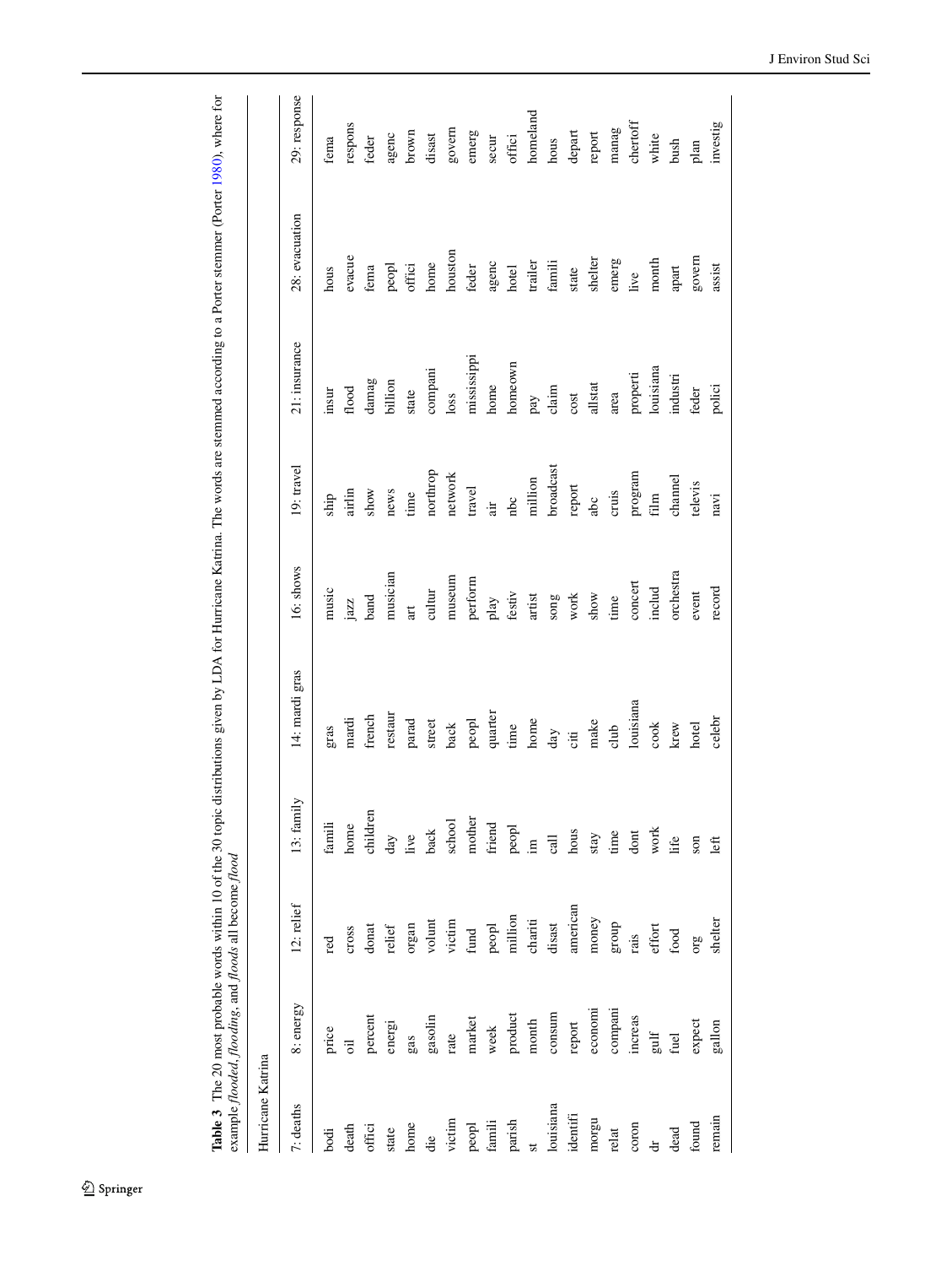**Table 3** The 20 most probable words within 10 of the 30 topic distributions given by LDA for Hurricane Katrina. The words are stemmed according to a Porter stemmer (Porter 1980), where for example *flooded*, *flooding*, and *floods* all become *flood*

Hurricane Katrina

| 7: deaths | 8: energy | 12: relief | 13: family | 14: mardi gras | 16: shows | 19: travel | 21: insurance | 28: evacuation | 29: response |
|---|---|---|---|---|---|---|---|---|---|
| bodi | price | red | famili | gras | music | ship | insur | hous | fema |
| death | oil | cross | home | mardi | jazz | airlin | flood | evacue | respons |
| offici | percent | donat | children | french | band | show | damag | fema | feder |
| state | energi | relief | day | restaur | musician | news | billion | peopl | agenc |
| home | gas | organ | live | parad | art | time | state | offici | brown |
| die | gasolin | volunt | back | street | cultur | northrop | compani | home | disast |
| victim | rate | victim | school | back | museum | network | loss | houston | govern |
| peopl | market | fund | mother | peopl | perform | travel | mississippi | feder | emerg |
| famili | week | peopl | friend | quarter | play | air | home | agenc | secur |
| parish | product | million | peopl | time | festiv | nbc | homeown | hotel | offici |
| st | month | chariti | im | home | artist | million | pay | trailer | homeland |
| louisiana | consum | disast | call | day | song | broadcast | claim | famili | hous |
| identifi | report | american | hous | citi | work | report | cost | state | depart |
| morgu | economi | money | stay | make | show | abc | allstat | shelter | report |
| relat | compani | group | time | club | time | cruis | area | emerg | manag |
| coron | increas | rais | dont | louisiana | concert | program | properti | live | chertoff |
| dr | gulf | effort | work | cook | includ | film | louisiana | month | white |
| dead | fuel | food | life | krew | orchestra | channel | industri | apart | bush |
| found | expect | org | son | hotel | event | televis | feder | govern | plan |
| remain | gallon | shelter | left | celebr | record | navi | polici | assist | investig |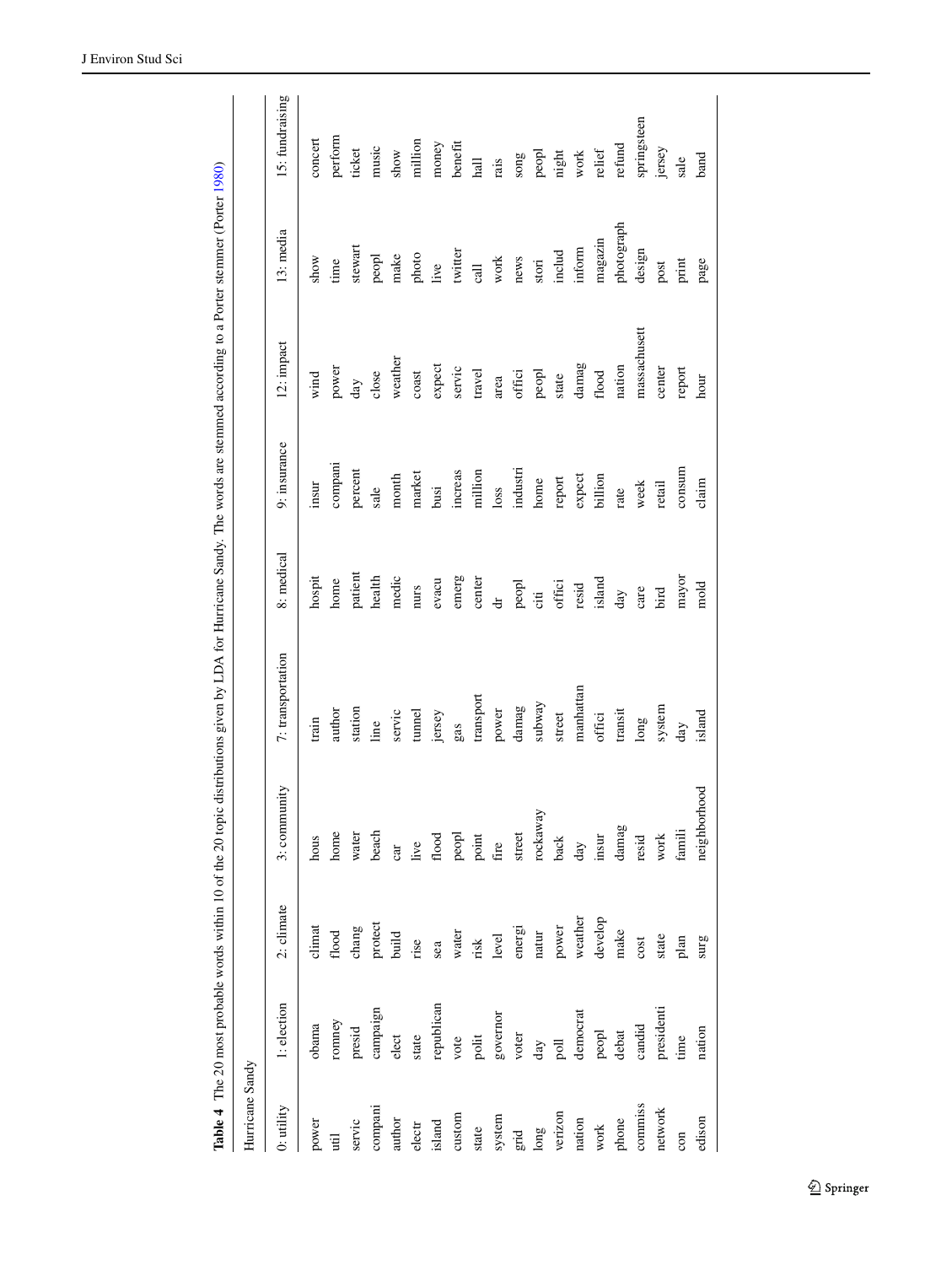**Table 4** The 20 most probable words within 10 of the 20 topic distributions given by LDA for Hurricane Sandy. The words are stemmed according to a Porter stemmer (Porter 1980)

Hurricane Sandy

| 0: utility | 1: election | 2: climate | 3: community | 7: transportation | 8: medical | 9: insurance | 12: impact | 13: media | 15: fundraising |
|---|---|---|---|---|---|---|---|---|---|
| power | obama | climat | hous | train | hospit | insur | wind | show | concert |
| util | romney | flood | home | author | home | compani | power | time | perform |
| servic | presid | chang | water | station | patient | percent | day | stewart | ticket |
| compani | campaign | protect | beach | line | health | sale | close | peopl | music |
| author | elect | build | car | servic | medic | month | weather | make | show |
| electr | state | rise | live | tunnel | nurs | market | coast | photo | million |
| island | republican | sea | flood | jersey | evacu | busi | expect | live | money |
| custom | vote | water | peopl | gas | emerg | increas | servic | twitter | benefit |
| state | polit | risk | point | transport | center | million | travel | call | hall |
| system | governor | level | fire | power | dr | loss | area | work | rais |
| grid | voter | energi | street | damag | peopl | industri | offici | news | song |
| long | day | natur | rockaway | subway | citi | home | peopl | stori | peopl |
| verizon | poll | power | back | street | offici | report | state | includ | night |
| nation | democrat | weather | day | manhattan | resid | expect | damag | inform | work |
| work | peopl | develop | insur | offici | island | billion | flood | magazin | relief |
| phone | debat | make | damag | transit | day | rate | nation | photograph | refund |
| commiss | candid | cost | resid | long | care | week | massachusett | design | springsteen |
| network | presidenti | state | work | system | bird | retail | center | post | jersey |
| con | time | plan | famili | day | mayor | consum | report | print | sale |
| edison | nation | surg | neighborhood | island | mold | claim | hour | page | band |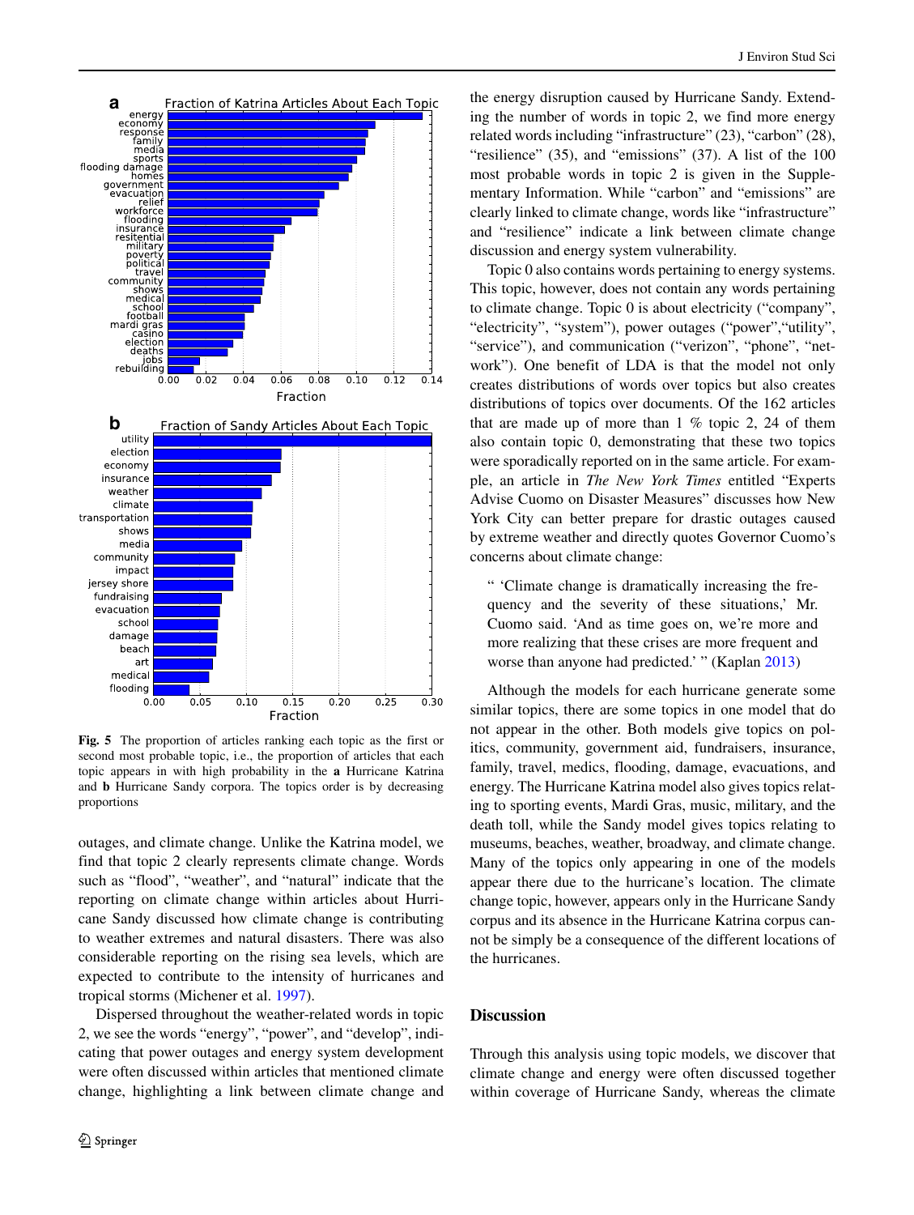Fig. 5 The proportion of articles ranking each topic as the first or second most probable topic, i.e., the proportion of articles that each topic appears in with high probability in the **a** Hurricane Katrina and **b** Hurricane Sandy corpora. The topics order is by decreasing proportions

outages, and climate change. Unlike the Katrina model, we find that topic 2 clearly represents climate change. Words such as "flood", "weather", and "natural" indicate that the reporting on climate change within articles about Hurricane Sandy discussed how climate change is contributing to weather extremes and natural disasters. There was also considerable reporting on the rising sea levels, which are expected to contribute to the intensity of hurricanes and tropical storms (Michener et al. 1997).

Dispersed throughout the weather-related words in topic 2, we see the words "energy", "power", and "develop", indicating that power outages and energy system development were often discussed within articles that mentioned climate change, highlighting a link between climate change and the energy disruption caused by Hurricane Sandy. Extending the number of words in topic 2, we find more energy related words including "infrastructure" (23), "carbon" (28), "resilience" (35), and "emissions" (37). A list of the 100 most probable words in topic 2 is given in the Supplementary Information. While "carbon" and "emissions" are clearly linked to climate change, words like "infrastructure" and "resilience" indicate a link between climate change discussion and energy system vulnerability.

Topic 0 also contains words pertaining to energy systems. This topic, however, does not contain any words pertaining to climate change. Topic 0 is about electricity ("company", "electricity", "system"), power outages ("power","utility", "service"), and communication ("verizon", "phone", "network"). One benefit of LDA is that the model not only creates distributions of words over topics but also creates distributions of topics over documents. Of the 162 articles that are made up of more than 1 % topic 2, 24 of them also contain topic 0, demonstrating that these two topics were sporadically reported on in the same article. For example, an article in *The New York Times* entitled "Experts Advise Cuomo on Disaster Measures" discusses how New York City can better prepare for drastic outages caused by extreme weather and directly quotes Governor Cuomo's concerns about climate change:

> " 'Climate change is dramatically increasing the frequency and the severity of these situations,' Mr. Cuomo said. 'And as time goes on, we're more and more realizing that these crises are more frequent and worse than anyone had predicted.' " (Kaplan 2013)

Although the models for each hurricane generate some similar topics, there are some topics in one model that do not appear in the other. Both models give topics on politics, community, government aid, fundraisers, insurance, family, travel, medics, flooding, damage, evacuations, and energy. The Hurricane Katrina model also gives topics relating to sporting events, Mardi Gras, music, military, and the death toll, while the Sandy model gives topics relating to museums, beaches, weather, broadway, and climate change. Many of the topics only appearing in one of the models appear there due to the hurricane's location. The climate change topic, however, appears only in the Hurricane Sandy corpus and its absence in the Hurricane Katrina corpus cannot be simply be a consequence of the different locations of the hurricanes.

## Discussion

Through this analysis using topic models, we discover that climate change and energy were often discussed together within coverage of Hurricane Sandy, whereas the climate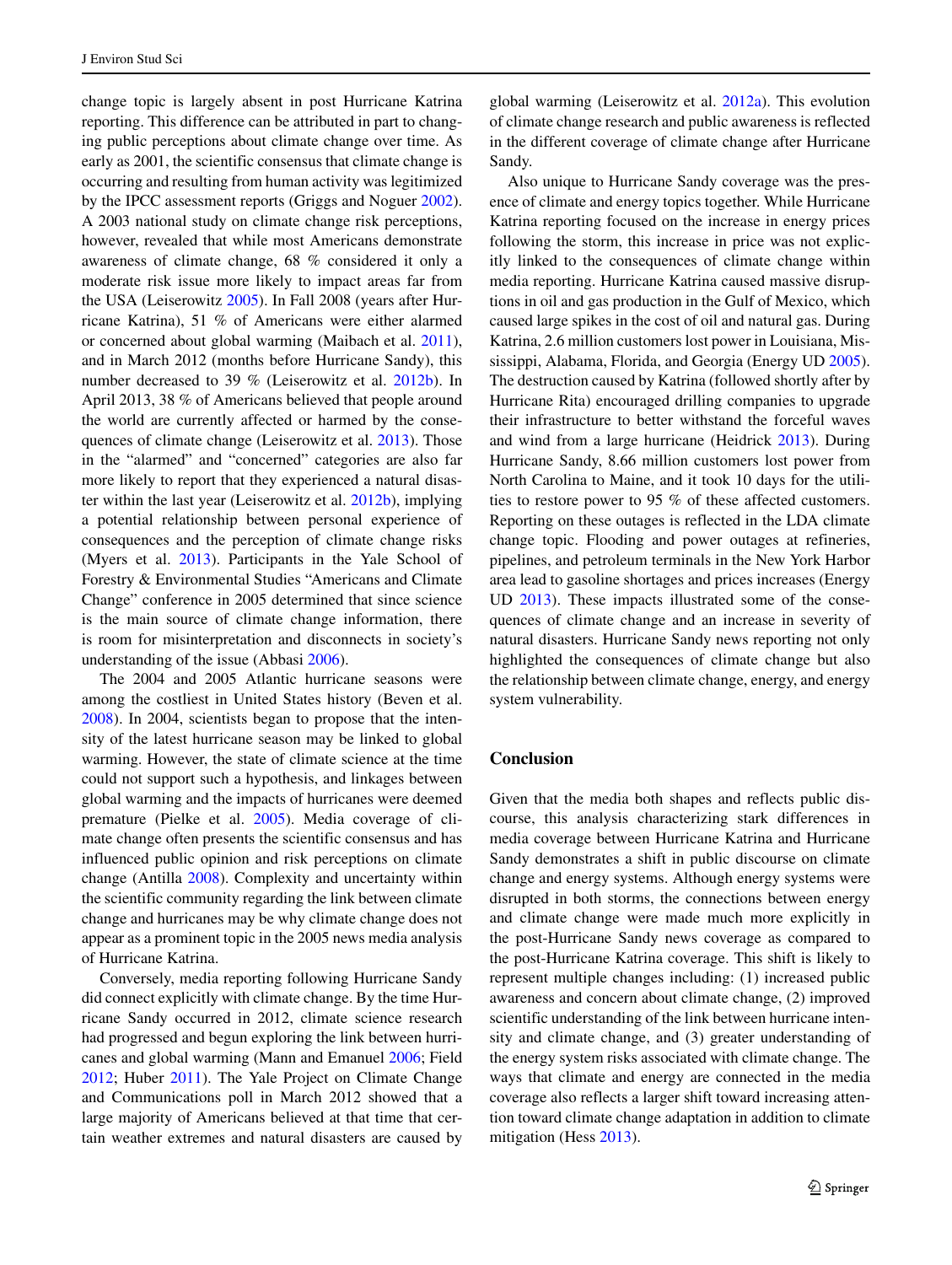change topic is largely absent in post Hurricane Katrina reporting. This difference can be attributed in part to changing public perceptions about climate change over time. As early as 2001, the scientific consensus that climate change is occurring and resulting from human activity was legitimized by the IPCC assessment reports (Griggs and Noguer 2002). A 2003 national study on climate change risk perceptions, however, revealed that while most Americans demonstrate awareness of climate change, 68 % considered it only a moderate risk issue more likely to impact areas far from the USA (Leiserowitz 2005). In Fall 2008 (years after Hurricane Katrina), 51 % of Americans were either alarmed or concerned about global warming (Maibach et al. 2011), and in March 2012 (months before Hurricane Sandy), this number decreased to 39 % (Leiserowitz et al. 2012b). In April 2013, 38 % of Americans believed that people around the world are currently affected or harmed by the consequences of climate change (Leiserowitz et al. 2013). Those in the "alarmed" and "concerned" categories are also far more likely to report that they experienced a natural disaster within the last year (Leiserowitz et al. 2012b), implying a potential relationship between personal experience of consequences and the perception of climate change risks (Myers et al. 2013). Participants in the Yale School of Forestry & Environmental Studies "Americans and Climate Change" conference in 2005 determined that since science is the main source of climate change information, there is room for misinterpretation and disconnects in society's understanding of the issue (Abbasi 2006).

The 2004 and 2005 Atlantic hurricane seasons were among the costliest in United States history (Beven et al. 2008). In 2004, scientists began to propose that the intensity of the latest hurricane season may be linked to global warming. However, the state of climate science at the time could not support such a hypothesis, and linkages between global warming and the impacts of hurricanes were deemed premature (Pielke et al. 2005). Media coverage of climate change often presents the scientific consensus and has influenced public opinion and risk perceptions on climate change (Antilla 2008). Complexity and uncertainty within the scientific community regarding the link between climate change and hurricanes may be why climate change does not appear as a prominent topic in the 2005 news media analysis of Hurricane Katrina.

Conversely, media reporting following Hurricane Sandy did connect explicitly with climate change. By the time Hurricane Sandy occurred in 2012, climate science research had progressed and begun exploring the link between hurricanes and global warming (Mann and Emanuel 2006; Field 2012; Huber 2011). The Yale Project on Climate Change and Communications poll in March 2012 showed that a large majority of Americans believed at that time that certain weather extremes and natural disasters are caused by global warming (Leiserowitz et al. 2012a). This evolution of climate change research and public awareness is reflected in the different coverage of climate change after Hurricane Sandy.

Also unique to Hurricane Sandy coverage was the presence of climate and energy topics together. While Hurricane Katrina reporting focused on the increase in energy prices following the storm, this increase in price was not explicitly linked to the consequences of climate change within media reporting. Hurricane Katrina caused massive disruptions in oil and gas production in the Gulf of Mexico, which caused large spikes in the cost of oil and natural gas. During Katrina, 2.6 million customers lost power in Louisiana, Mississippi, Alabama, Florida, and Georgia (Energy UD 2005). The destruction caused by Katrina (followed shortly after by Hurricane Rita) encouraged drilling companies to upgrade their infrastructure to better withstand the forceful waves and wind from a large hurricane (Heidrick 2013). During Hurricane Sandy, 8.66 million customers lost power from North Carolina to Maine, and it took 10 days for the utilities to restore power to 95 % of these affected customers. Reporting on these outages is reflected in the LDA climate change topic. Flooding and power outages at refineries, pipelines, and petroleum terminals in the New York Harbor area lead to gasoline shortages and prices increases (Energy UD 2013). These impacts illustrated some of the consequences of climate change and an increase in severity of natural disasters. Hurricane Sandy news reporting not only highlighted the consequences of climate change but also the relationship between climate change, energy, and energy system vulnerability.

## Conclusion

Given that the media both shapes and reflects public discourse, this analysis characterizing stark differences in media coverage between Hurricane Katrina and Hurricane Sandy demonstrates a shift in public discourse on climate change and energy systems. Although energy systems were disrupted in both storms, the connections between energy and climate change were made much more explicitly in the post-Hurricane Sandy news coverage as compared to the post-Hurricane Katrina coverage. This shift is likely to represent multiple changes including: (1) increased public awareness and concern about climate change, (2) improved scientific understanding of the link between hurricane intensity and climate change, and (3) greater understanding of the energy system risks associated with climate change. The ways that climate and energy are connected in the media coverage also reflects a larger shift toward increasing attention toward climate change adaptation in addition to climate mitigation (Hess 2013).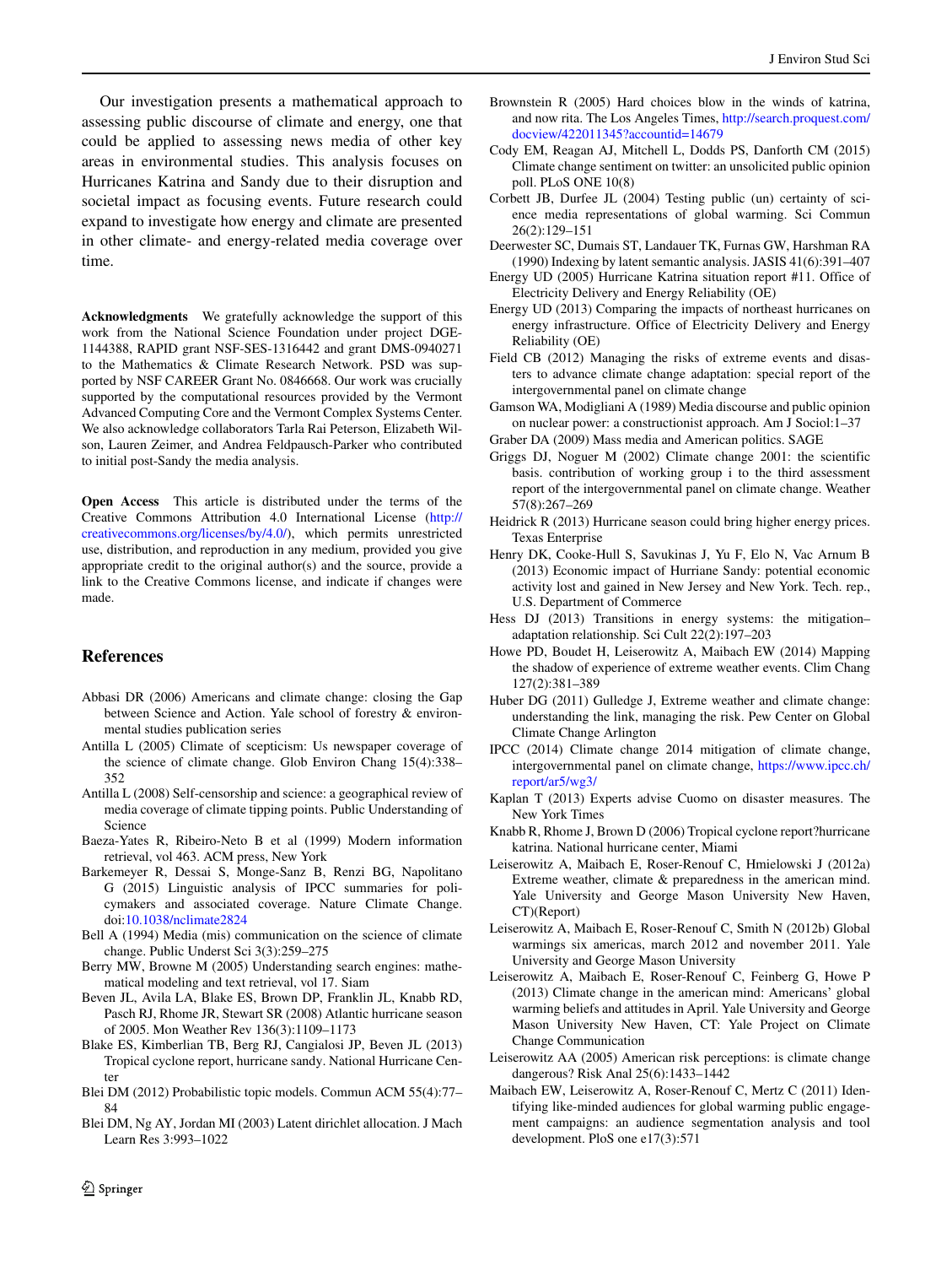Our investigation presents a mathematical approach to assessing public discourse of climate and energy, one that could be applied to assessing news media of other key areas in environmental studies. This analysis focuses on Hurricanes Katrina and Sandy due to their disruption and societal impact as focusing events. Future research could expand to investigate how energy and climate are presented in other climate- and energy-related media coverage over time.

**Acknowledgments** We gratefully acknowledge the support of this work from the National Science Foundation under project DGE-1144388, RAPID grant NSF-SES-1316442 and grant DMS-0940271 to the Mathematics & Climate Research Network. PSD was supported by NSF CAREER Grant No. 0846668. Our work was crucially supported by the computational resources provided by the Vermont Advanced Computing Core and the Vermont Complex Systems Center. We also acknowledge collaborators Tarla Rai Peterson, Elizabeth Wilson, Lauren Zeimer, and Andrea Feldpausch-Parker who contributed to initial post-Sandy the media analysis.

**Open Access** This article is distributed under the terms of the Creative Commons Attribution 4.0 International License (http://creativecommons.org/licenses/by/4.0/), which permits unrestricted use, distribution, and reproduction in any medium, provided you give appropriate credit to the original author(s) and the source, provide a link to the Creative Commons license, and indicate if changes were made.

## References

Abbasi DR (2006) Americans and climate change: closing the Gap between Science and Action. Yale school of forestry & environmental studies publication series

Antilla L (2005) Climate of scepticism: Us newspaper coverage of the science of climate change. Glob Environ Chang 15(4):338–352

Antilla L (2008) Self-censorship and science: a geographical review of media coverage of climate tipping points. Public Understanding of Science

Baeza-Yates R, Ribeiro-Neto B et al (1999) Modern information retrieval, vol 463. ACM press, New York

Barkemeyer R, Dessai S, Monge-Sanz B, Renzi BG, Napolitano G (2015) Linguistic analysis of IPCC summaries for policymakers and associated coverage. Nature Climate Change. doi:10.1038/nclimate2824

Bell A (1994) Media (mis) communication on the science of climate change. Public Underst Sci 3(3):259–275

Berry MW, Browne M (2005) Understanding search engines: mathematical modeling and text retrieval, vol 17. Siam

Beven JL, Avila LA, Blake ES, Brown DP, Franklin JL, Knabb RD, Pasch RJ, Rhome JR, Stewart SR (2008) Atlantic hurricane season of 2005. Mon Weather Rev 136(3):1109–1173

Blake ES, Kimberlian TB, Berg RJ, Cangialosi JP, Beven JL (2013) Tropical cyclone report, hurricane sandy. National Hurricane Center

Blei DM (2012) Probabilistic topic models. Commun ACM 55(4):77–84

Blei DM, Ng AY, Jordan MI (2003) Latent dirichlet allocation. J Mach Learn Res 3:993–1022

Brownstein R (2005) Hard choices blow in the winds of katrina, and now rita. The Los Angeles Times, http://search.proquest.com/docview/422011345?accountid=14679

Cody EM, Reagan AJ, Mitchell L, Dodds PS, Danforth CM (2015) Climate change sentiment on twitter: an unsolicited public opinion poll. PLoS ONE 10(8)

Corbett JB, Durfee JL (2004) Testing public (un) certainty of science media representations of global warming. Sci Commun 26(2):129–151

Deerwester SC, Dumais ST, Landauer TK, Furnas GW, Harshman RA (1990) Indexing by latent semantic analysis. JASIS 41(6):391–407

Energy UD (2005) Hurricane Katrina situation report #11. Office of Electricity Delivery and Energy Reliability (OE)

Energy UD (2013) Comparing the impacts of northeast hurricanes on energy infrastructure. Office of Electricity Delivery and Energy Reliability (OE)

Field CB (2012) Managing the risks of extreme events and disasters to advance climate change adaptation: special report of the intergovernmental panel on climate change

Gamson WA, Modigliani A (1989) Media discourse and public opinion on nuclear power: a constructionist approach. Am J Sociol:1–37

Graber DA (2009) Mass media and American politics. SAGE

Griggs DJ, Noguer M (2002) Climate change 2001: the scientific basis. contribution of working group i to the third assessment report of the intergovernmental panel on climate change. Weather 57(8):267–269

Heidrick R (2013) Hurricane season could bring higher energy prices. Texas Enterprise

Henry DK, Cooke-Hull S, Savukinas J, Yu F, Elo N, Vac Arnum B (2013) Economic impact of Hurriane Sandy: potential economic activity lost and gained in New Jersey and New York. Tech. rep., U.S. Department of Commerce

Hess DJ (2013) Transitions in energy systems: the mitigation–adaptation relationship. Sci Cult 22(2):197–203

Howe PD, Boudet H, Leiserowitz A, Maibach EW (2014) Mapping the shadow of experience of extreme weather events. Clim Chang 127(2):381–389

Huber DG (2011) Gulledge J, Extreme weather and climate change: understanding the link, managing the risk. Pew Center on Global Climate Change Arlington

IPCC (2014) Climate change 2014 mitigation of climate change, intergovernmental panel on climate change, https://www.ipcc.ch/report/ar5/wg3/

Kaplan T (2013) Experts advise Cuomo on disaster measures. The New York Times

Knabb R, Rhome J, Brown D (2006) Tropical cyclone report?hurricane katrina. National hurricane center, Miami

Leiserowitz A, Maibach E, Roser-Renouf C, Hmielowski J (2012a) Extreme weather, climate & preparedness in the american mind. Yale University and George Mason University New Haven, CT)(Report)

Leiserowitz A, Maibach E, Roser-Renouf C, Smith N (2012b) Global warmings six americas, march 2012 and november 2011. Yale University and George Mason University

Leiserowitz A, Maibach E, Roser-Renouf C, Feinberg G, Howe P (2013) Climate change in the american mind: Americans' global warming beliefs and attitudes in April. Yale University and George Mason University New Haven, CT: Yale Project on Climate Change Communication

Leiserowitz AA (2005) American risk perceptions: is climate change dangerous? Risk Anal 25(6):1433–1442

Maibach EW, Leiserowitz A, Roser-Renouf C, Mertz C (2011) Identifying like-minded audiences for global warming public engagement campaigns: an audience segmentation analysis and tool development. PloS one e17(3):571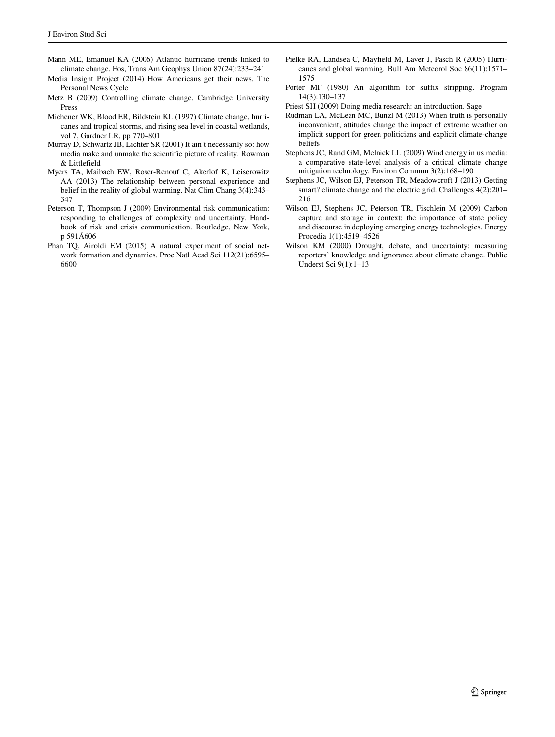Mann ME, Emanuel KA (2006) Atlantic hurricane trends linked to climate change. Eos, Trans Am Geophys Union 87(24):233–241

Media Insight Project (2014) How Americans get their news. The Personal News Cycle

Metz B (2009) Controlling climate change. Cambridge University Press

Michener WK, Blood ER, Bildstein KL (1997) Climate change, hurricanes and tropical storms, and rising sea level in coastal wetlands, vol 7, Gardner LR, pp 770–801

Murray D, Schwartz JB, Lichter SR (2001) It ain't necessarily so: how media make and unmake the scientific picture of reality. Rowman & Littlefield

Myers TA, Maibach EW, Roser-Renouf C, Akerlof K, Leiserowitz AA (2013) The relationship between personal experience and belief in the reality of global warming. Nat Clim Chang 3(4):343–347

Peterson T, Thompson J (2009) Environmental risk communication: responding to challenges of complexity and uncertainty. Handbook of risk and crisis communication. Routledge, New York, p 591Á606

Phan TQ, Airoldi EM (2015) A natural experiment of social network formation and dynamics. Proc Natl Acad Sci 112(21):6595–6600

Pielke RA, Landsea C, Mayfield M, Laver J, Pasch R (2005) Hurricanes and global warming. Bull Am Meteorol Soc 86(11):1571–1575

Porter MF (1980) An algorithm for suffix stripping. Program 14(3):130–137

Priest SH (2009) Doing media research: an introduction. Sage

Rudman LA, McLean MC, Bunzl M (2013) When truth is personally inconvenient, attitudes change the impact of extreme weather on implicit support for green politicians and explicit climate-change beliefs

Stephens JC, Rand GM, Melnick LL (2009) Wind energy in us media: a comparative state-level analysis of a critical climate change mitigation technology. Environ Commun 3(2):168–190

Stephens JC, Wilson EJ, Peterson TR, Meadowcroft J (2013) Getting smart? climate change and the electric grid. Challenges 4(2):201–216

Wilson EJ, Stephens JC, Peterson TR, Fischlein M (2009) Carbon capture and storage in context: the importance of state policy and discourse in deploying emerging energy technologies. Energy Procedia 1(1):4519–4526

Wilson KM (2000) Drought, debate, and uncertainty: measuring reporters' knowledge and ignorance about climate change. Public Underst Sci 9(1):1–13